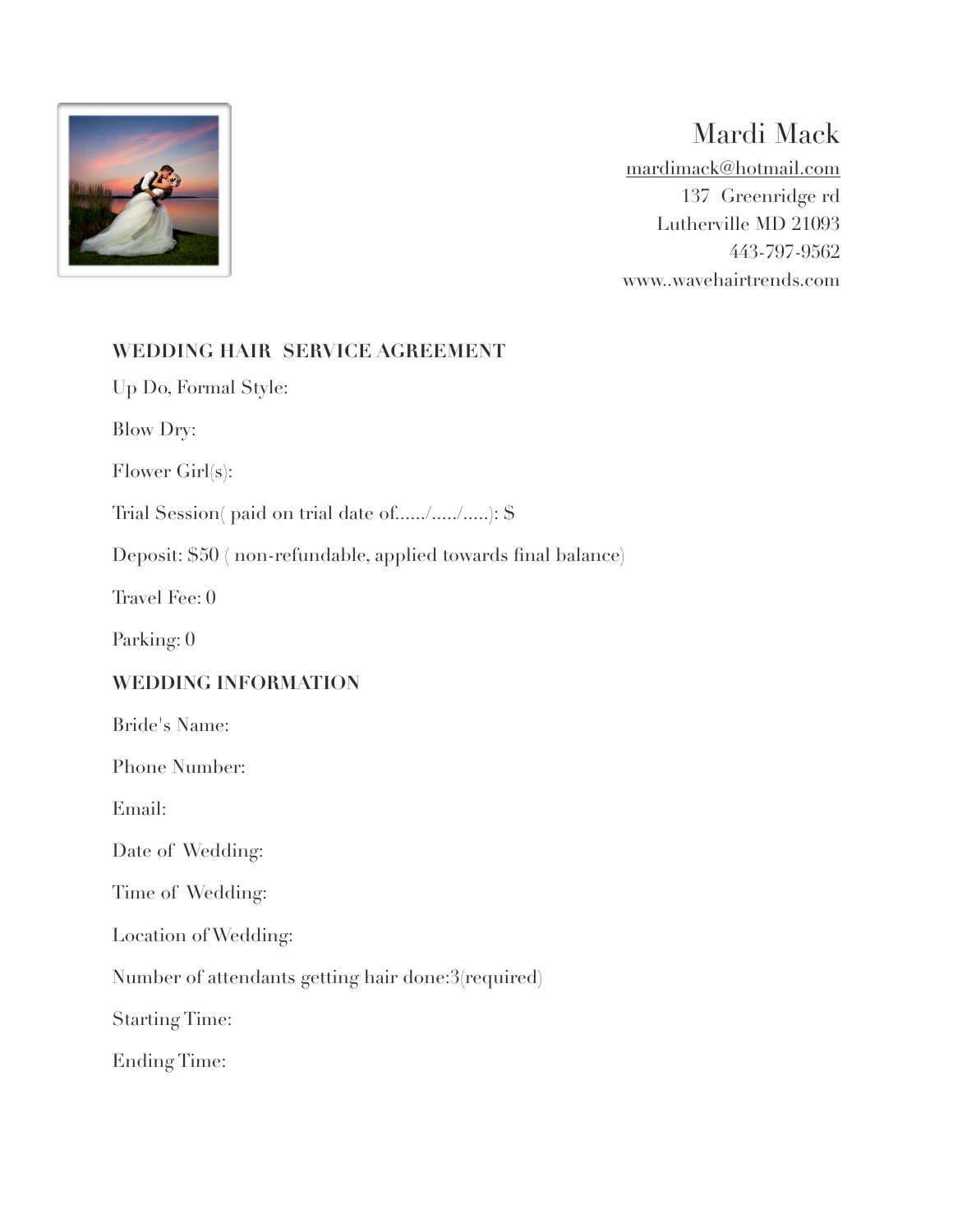Mardi Mack

mardimack@hotmail.com

137 Greenridge rd

Lutherville MD 21093

443-797-9562

www..wavehairtrends.com

## WEDDING HAIR SERVICE AGREEMENT

Up Do, Formal Style:

Blow Dry:

Flower Girl(s):

Trial Session( paid on trial date of....../...../.....): $

Deposit: $50 ( non-refundable, applied towards final balance)

Travel Fee: 0

Parking: 0

## WEDDING INFORMATION

Bride's Name:

Phone Number:

Email:

Date of Wedding:

Time of Wedding:

Location of Wedding:

Number of attendants getting hair done:3(required)

Starting Time:

Ending Time: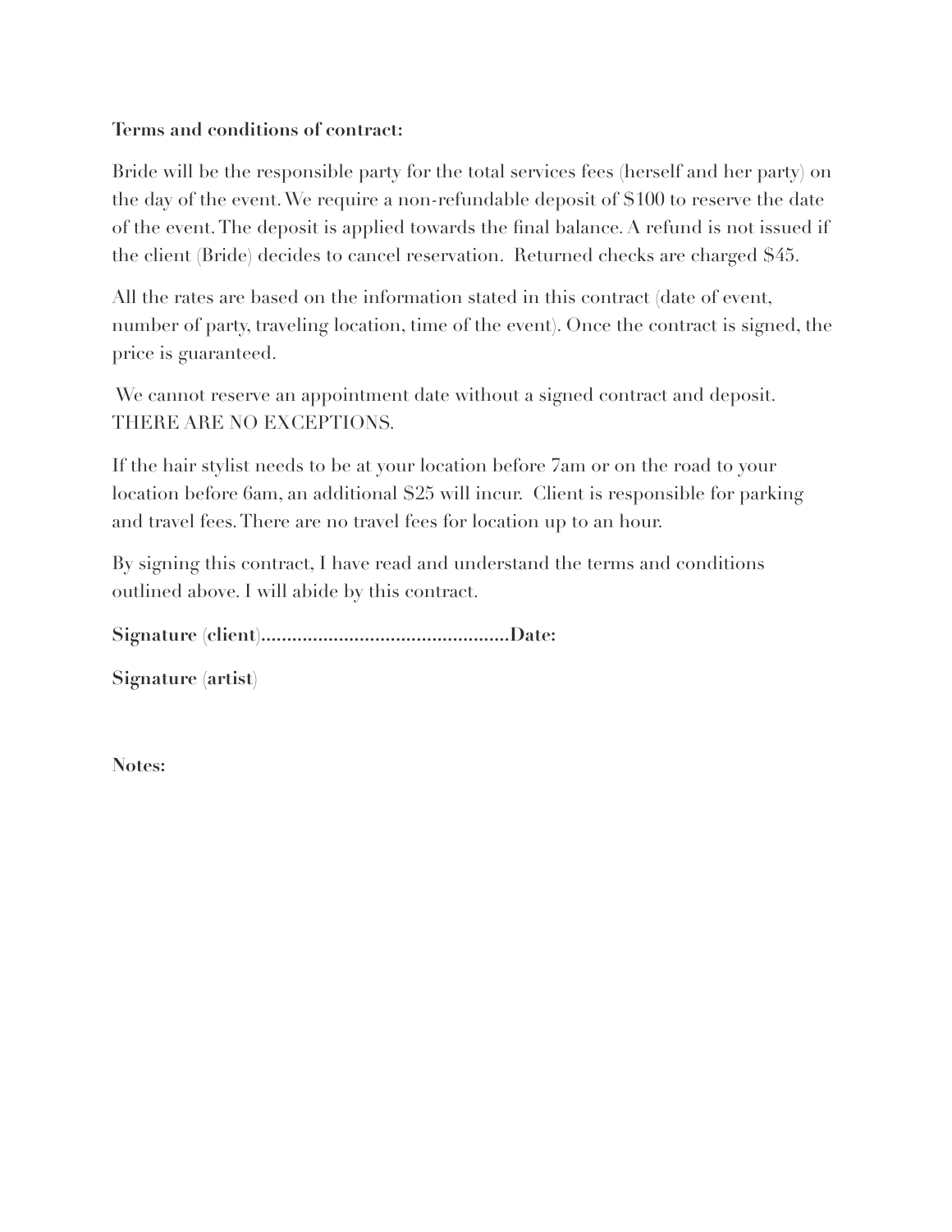**Terms and conditions of contract:**

Bride will be the responsible party for the total services fees (herself and her party) on the day of the event. We require a non-refundable deposit of $100 to reserve the date of the event. The deposit is applied towards the final balance. A refund is not issued if the client (Bride) decides to cancel reservation. Returned checks are charged $45.

All the rates are based on the information stated in this contract (date of event, number of party, traveling location, time of the event). Once the contract is signed, the price is guaranteed.

We cannot reserve an appointment date without a signed contract and deposit. THERE ARE NO EXCEPTIONS.

If the hair stylist needs to be at your location before 7am or on the road to your location before 6am, an additional $25 will incur. Client is responsible for parking and travel fees. There are no travel fees for location up to an hour.

By signing this contract, I have read and understand the terms and conditions outlined above. I will abide by this contract.

**Signature (client)................................................Date:**

**Signature (artist)**

**Notes:**